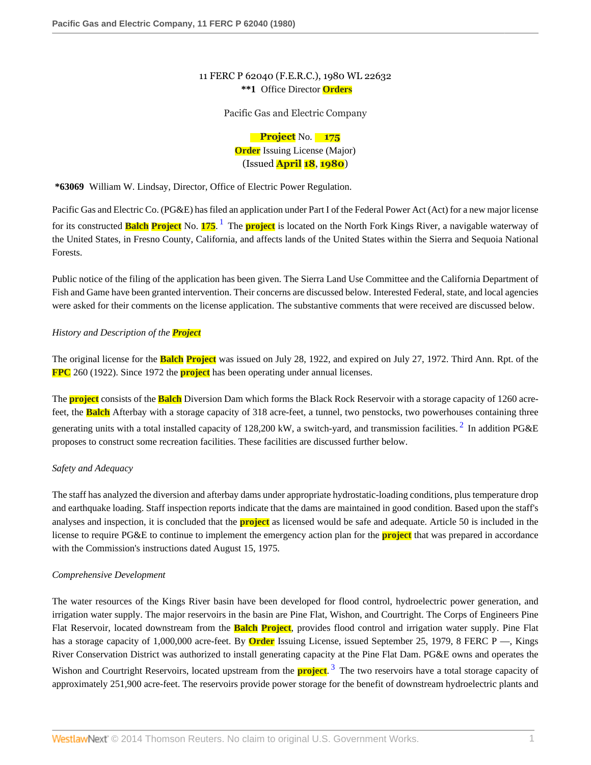11 FERC P 62040 (F.E.R.C.), 1980 WL 22632

**\*\*1** Office Director **Orders**

Pacific Gas and Electric Company

**Project** No. **175**

**Order** Issuing License (Major)

(Issued **April 18, 1980**)

**\*63069** William W. Lindsay, Director, Office of Electric Power Regulation.

Pacific Gas and Electric Co. (PG&E) has filed an application under Part I of the Federal Power Act (Act) for a new major license for its constructed **Balch Project** No. **175**.[1] The **project** is located on the North Fork Kings River, a navigable waterway of the United States, in Fresno County, California, and affects lands of the United States within the Sierra and Sequoia National Forests.

Public notice of the filing of the application has been given. The Sierra Land Use Committee and the California Department of Fish and Game have been granted intervention. Their concerns are discussed below. Interested Federal, state, and local agencies were asked for their comments on the license application. The substantive comments that were received are discussed below.

*History and Description of the **Project***

The original license for the **Balch Project** was issued on July 28, 1922, and expired on July 27, 1972. Third Ann. Rpt. of the **FPC** 260 (1922). Since 1972 the **project** has been operating under annual licenses.

The **project** consists of the **Balch** Diversion Dam which forms the Black Rock Reservoir with a storage capacity of 1260 acre-feet, the **Balch** Afterbay with a storage capacity of 318 acre-feet, a tunnel, two penstocks, two powerhouses containing three generating units with a total installed capacity of 128,200 kW, a switch-yard, and transmission facilities.[2] In addition PG&E proposes to construct some recreation facilities. These facilities are discussed further below.

*Safety and Adequacy*

The staff has analyzed the diversion and afterbay dams under appropriate hydrostatic-loading conditions, plus temperature drop and earthquake loading. Staff inspection reports indicate that the dams are maintained in good condition. Based upon the staff's analyses and inspection, it is concluded that the **project** as licensed would be safe and adequate. Article 50 is included in the license to require PG&E to continue to implement the emergency action plan for the **project** that was prepared in accordance with the Commission's instructions dated August 15, 1975.

*Comprehensive Development*

The water resources of the Kings River basin have been developed for flood control, hydroelectric power generation, and irrigation water supply. The major reservoirs in the basin are Pine Flat, Wishon, and Courtright. The Corps of Engineers Pine Flat Reservoir, located downstream from the **Balch Project**, provides flood control and irrigation water supply. Pine Flat has a storage capacity of 1,000,000 acre-feet. By **Order** Issuing License, issued September 25, 1979, 8 FERC P —, Kings River Conservation District was authorized to install generating capacity at the Pine Flat Dam. PG&E owns and operates the Wishon and Courtright Reservoirs, located upstream from the **project**.[3] The two reservoirs have a total storage capacity of approximately 251,900 acre-feet. The reservoirs provide power storage for the benefit of downstream hydroelectric plants and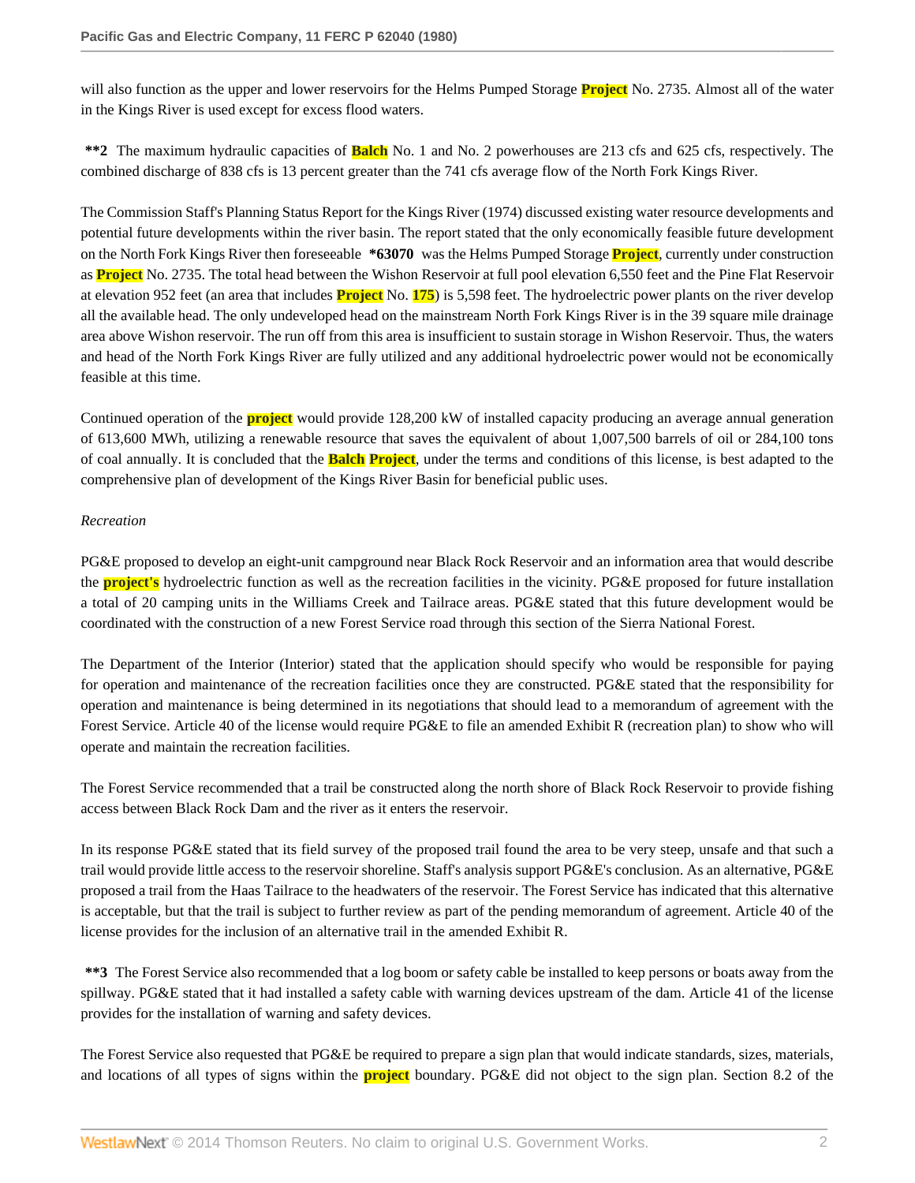will also function as the upper and lower reservoirs for the Helms Pumped Storage Project No. 2735. Almost all of the water in the Kings River is used except for excess flood waters.

**\*\*2** The maximum hydraulic capacities of Balch No. 1 and No. 2 powerhouses are 213 cfs and 625 cfs, respectively. The combined discharge of 838 cfs is 13 percent greater than the 741 cfs average flow of the North Fork Kings River.

The Commission Staff's Planning Status Report for the Kings River (1974) discussed existing water resource developments and potential future developments within the river basin. The report stated that the only economically feasible future development on the North Fork Kings River then foreseeable **\*63070** was the Helms Pumped Storage Project, currently under construction as Project No. 2735. The total head between the Wishon Reservoir at full pool elevation 6,550 feet and the Pine Flat Reservoir at elevation 952 feet (an area that includes Project No. 175) is 5,598 feet. The hydroelectric power plants on the river develop all the available head. The only undeveloped head on the mainstream North Fork Kings River is in the 39 square mile drainage area above Wishon reservoir. The run off from this area is insufficient to sustain storage in Wishon Reservoir. Thus, the waters and head of the North Fork Kings River are fully utilized and any additional hydroelectric power would not be economically feasible at this time.

Continued operation of the project would provide 128,200 kW of installed capacity producing an average annual generation of 613,600 MWh, utilizing a renewable resource that saves the equivalent of about 1,007,500 barrels of oil or 284,100 tons of coal annually. It is concluded that the Balch Project, under the terms and conditions of this license, is best adapted to the comprehensive plan of development of the Kings River Basin for beneficial public uses.

*Recreation*

PG&E proposed to develop an eight-unit campground near Black Rock Reservoir and an information area that would describe the project's hydroelectric function as well as the recreation facilities in the vicinity. PG&E proposed for future installation a total of 20 camping units in the Williams Creek and Tailrace areas. PG&E stated that this future development would be coordinated with the construction of a new Forest Service road through this section of the Sierra National Forest.

The Department of the Interior (Interior) stated that the application should specify who would be responsible for paying for operation and maintenance of the recreation facilities once they are constructed. PG&E stated that the responsibility for operation and maintenance is being determined in its negotiations that should lead to a memorandum of agreement with the Forest Service. Article 40 of the license would require PG&E to file an amended Exhibit R (recreation plan) to show who will operate and maintain the recreation facilities.

The Forest Service recommended that a trail be constructed along the north shore of Black Rock Reservoir to provide fishing access between Black Rock Dam and the river as it enters the reservoir.

In its response PG&E stated that its field survey of the proposed trail found the area to be very steep, unsafe and that such a trail would provide little access to the reservoir shoreline. Staff's analysis support PG&E's conclusion. As an alternative, PG&E proposed a trail from the Haas Tailrace to the headwaters of the reservoir. The Forest Service has indicated that this alternative is acceptable, but that the trail is subject to further review as part of the pending memorandum of agreement. Article 40 of the license provides for the inclusion of an alternative trail in the amended Exhibit R.

**\*\*3** The Forest Service also recommended that a log boom or safety cable be installed to keep persons or boats away from the spillway. PG&E stated that it had installed a safety cable with warning devices upstream of the dam. Article 41 of the license provides for the installation of warning and safety devices.

The Forest Service also requested that PG&E be required to prepare a sign plan that would indicate standards, sizes, materials, and locations of all types of signs within the project boundary. PG&E did not object to the sign plan. Section 8.2 of the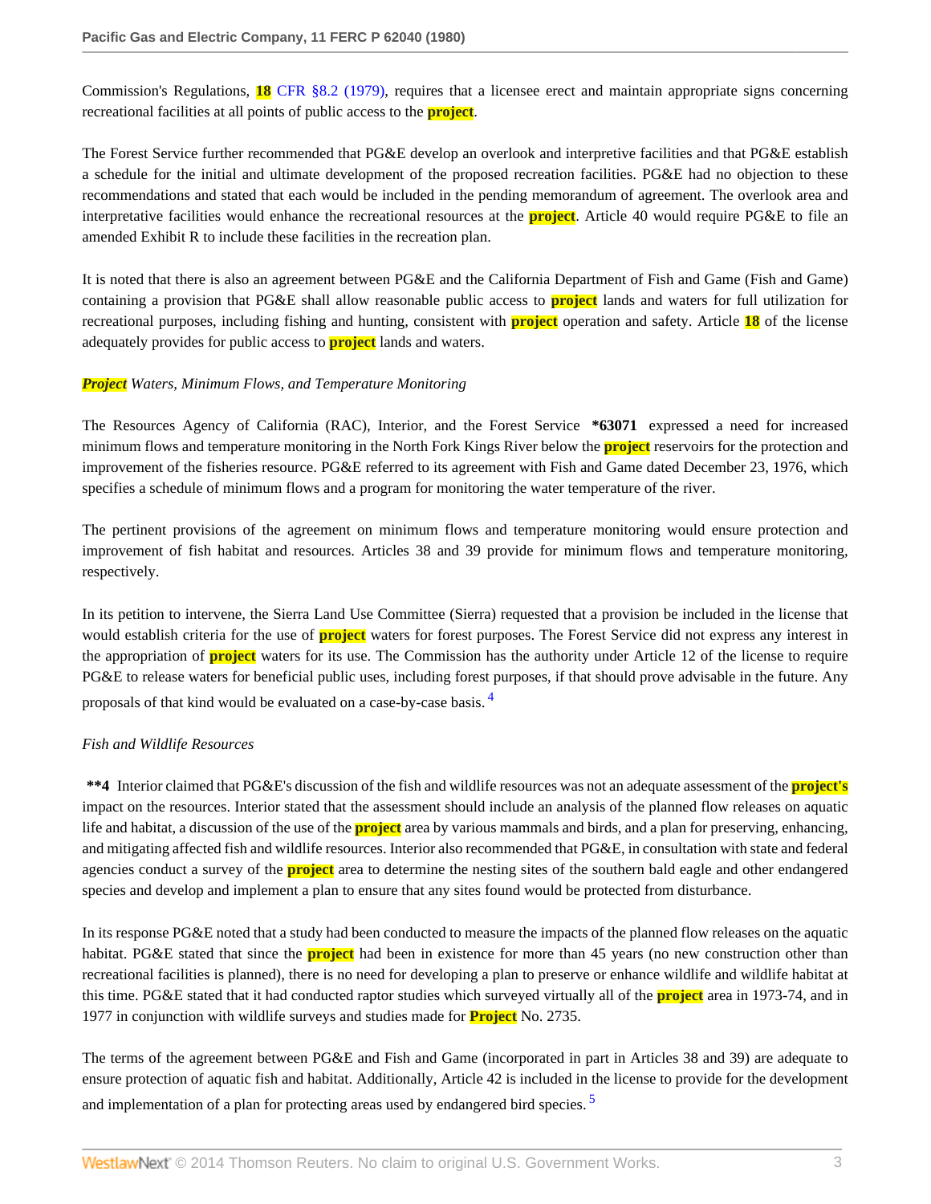Commission's Regulations, 18 CFR §8.2 (1979), requires that a licensee erect and maintain appropriate signs concerning recreational facilities at all points of public access to the project.

The Forest Service further recommended that PG&E develop an overlook and interpretive facilities and that PG&E establish a schedule for the initial and ultimate development of the proposed recreation facilities. PG&E had no objection to these recommendations and stated that each would be included in the pending memorandum of agreement. The overlook area and interpretative facilities would enhance the recreational resources at the project. Article 40 would require PG&E to file an amended Exhibit R to include these facilities in the recreation plan.

It is noted that there is also an agreement between PG&E and the California Department of Fish and Game (Fish and Game) containing a provision that PG&E shall allow reasonable public access to project lands and waters for full utilization for recreational purposes, including fishing and hunting, consistent with project operation and safety. Article 18 of the license adequately provides for public access to project lands and waters.

*Project Waters, Minimum Flows, and Temperature Monitoring*

The Resources Agency of California (RAC), Interior, and the Forest Service **\*63071** expressed a need for increased minimum flows and temperature monitoring in the North Fork Kings River below the project reservoirs for the protection and improvement of the fisheries resource. PG&E referred to its agreement with Fish and Game dated December 23, 1976, which specifies a schedule of minimum flows and a program for monitoring the water temperature of the river.

The pertinent provisions of the agreement on minimum flows and temperature monitoring would ensure protection and improvement of fish habitat and resources. Articles 38 and 39 provide for minimum flows and temperature monitoring, respectively.

In its petition to intervene, the Sierra Land Use Committee (Sierra) requested that a provision be included in the license that would establish criteria for the use of project waters for forest purposes. The Forest Service did not express any interest in the appropriation of project waters for its use. The Commission has the authority under Article 12 of the license to require PG&E to release waters for beneficial public uses, including forest purposes, if that should prove advisable in the future. Any proposals of that kind would be evaluated on a case-by-case basis. [4]

*Fish and Wildlife Resources*

**\*\*4** Interior claimed that PG&E's discussion of the fish and wildlife resources was not an adequate assessment of the project's impact on the resources. Interior stated that the assessment should include an analysis of the planned flow releases on aquatic life and habitat, a discussion of the use of the project area by various mammals and birds, and a plan for preserving, enhancing, and mitigating affected fish and wildlife resources. Interior also recommended that PG&E, in consultation with state and federal agencies conduct a survey of the project area to determine the nesting sites of the southern bald eagle and other endangered species and develop and implement a plan to ensure that any sites found would be protected from disturbance.

In its response PG&E noted that a study had been conducted to measure the impacts of the planned flow releases on the aquatic habitat. PG&E stated that since the project had been in existence for more than 45 years (no new construction other than recreational facilities is planned), there is no need for developing a plan to preserve or enhance wildlife and wildlife habitat at this time. PG&E stated that it had conducted raptor studies which surveyed virtually all of the project area in 1973-74, and in 1977 in conjunction with wildlife surveys and studies made for Project No. 2735.

The terms of the agreement between PG&E and Fish and Game (incorporated in part in Articles 38 and 39) are adequate to ensure protection of aquatic fish and habitat. Additionally, Article 42 is included in the license to provide for the development and implementation of a plan for protecting areas used by endangered bird species. [5]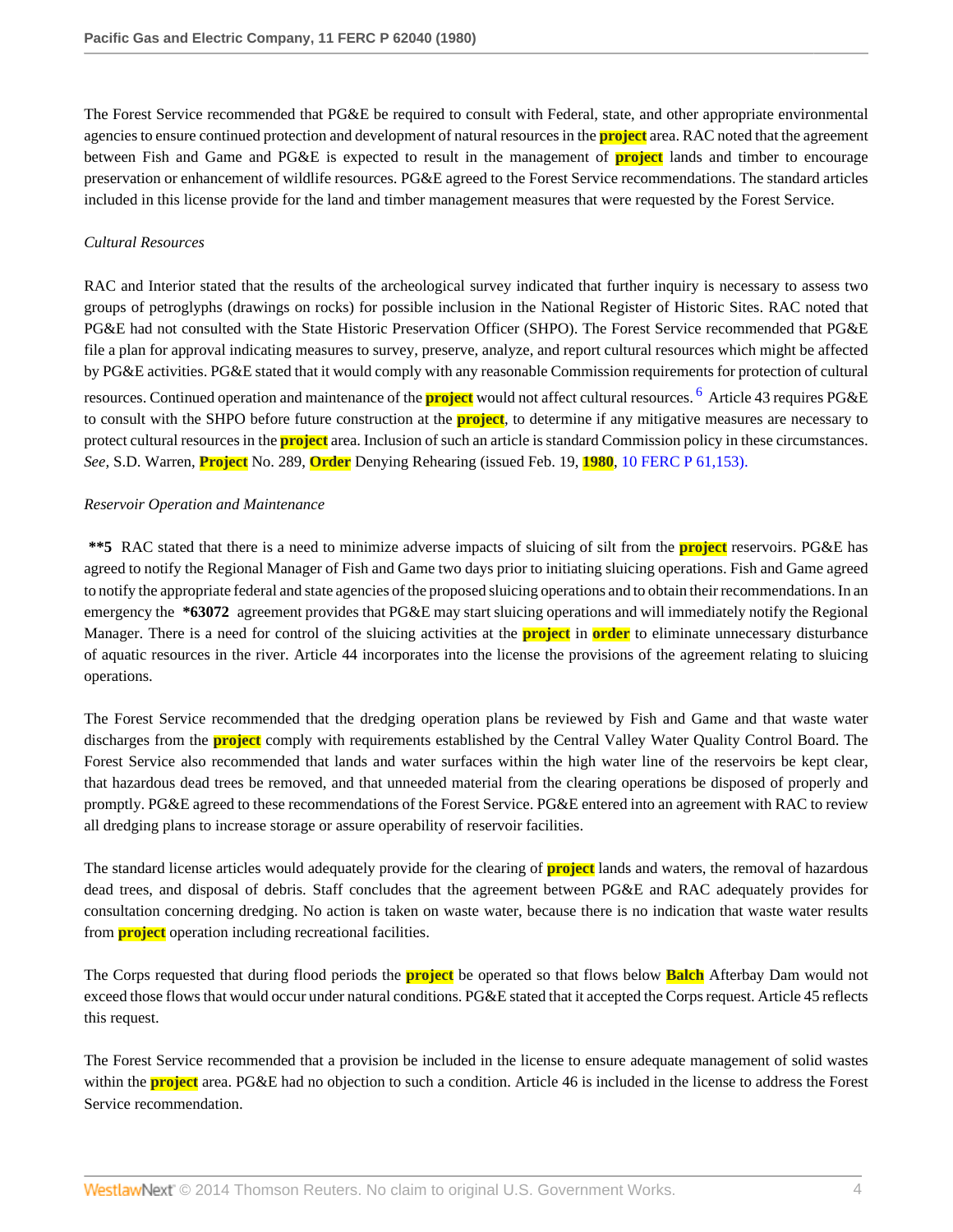The Forest Service recommended that PG&E be required to consult with Federal, state, and other appropriate environmental agencies to ensure continued protection and development of natural resources in the project area. RAC noted that the agreement between Fish and Game and PG&E is expected to result in the management of project lands and timber to encourage preservation or enhancement of wildlife resources. PG&E agreed to the Forest Service recommendations. The standard articles included in this license provide for the land and timber management measures that were requested by the Forest Service.

*Cultural Resources*

RAC and Interior stated that the results of the archeological survey indicated that further inquiry is necessary to assess two groups of petroglyphs (drawings on rocks) for possible inclusion in the National Register of Historic Sites. RAC noted that PG&E had not consulted with the State Historic Preservation Officer (SHPO). The Forest Service recommended that PG&E file a plan for approval indicating measures to survey, preserve, analyze, and report cultural resources which might be affected by PG&E activities. PG&E stated that it would comply with any reasonable Commission requirements for protection of cultural resources. Continued operation and maintenance of the project would not affect cultural resources. [6] Article 43 requires PG&E to consult with the SHPO before future construction at the project, to determine if any mitigative measures are necessary to protect cultural resources in the project area. Inclusion of such an article is standard Commission policy in these circumstances. *See,* S.D. Warren, Project No. 289, Order Denying Rehearing (issued Feb. 19, 1980, 10 FERC P 61,153).

*Reservoir Operation and Maintenance*

**\*\*5** RAC stated that there is a need to minimize adverse impacts of sluicing of silt from the project reservoirs. PG&E has agreed to notify the Regional Manager of Fish and Game two days prior to initiating sluicing operations. Fish and Game agreed to notify the appropriate federal and state agencies of the proposed sluicing operations and to obtain their recommendations. In an emergency the **\*63072** agreement provides that PG&E may start sluicing operations and will immediately notify the Regional Manager. There is a need for control of the sluicing activities at the project in order to eliminate unnecessary disturbance of aquatic resources in the river. Article 44 incorporates into the license the provisions of the agreement relating to sluicing operations.

The Forest Service recommended that the dredging operation plans be reviewed by Fish and Game and that waste water discharges from the project comply with requirements established by the Central Valley Water Quality Control Board. The Forest Service also recommended that lands and water surfaces within the high water line of the reservoirs be kept clear, that hazardous dead trees be removed, and that unneeded material from the clearing operations be disposed of properly and promptly. PG&E agreed to these recommendations of the Forest Service. PG&E entered into an agreement with RAC to review all dredging plans to increase storage or assure operability of reservoir facilities.

The standard license articles would adequately provide for the clearing of project lands and waters, the removal of hazardous dead trees, and disposal of debris. Staff concludes that the agreement between PG&E and RAC adequately provides for consultation concerning dredging. No action is taken on waste water, because there is no indication that waste water results from project operation including recreational facilities.

The Corps requested that during flood periods the project be operated so that flows below Balch Afterbay Dam would not exceed those flows that would occur under natural conditions. PG&E stated that it accepted the Corps request. Article 45 reflects this request.

The Forest Service recommended that a provision be included in the license to ensure adequate management of solid wastes within the project area. PG&E had no objection to such a condition. Article 46 is included in the license to address the Forest Service recommendation.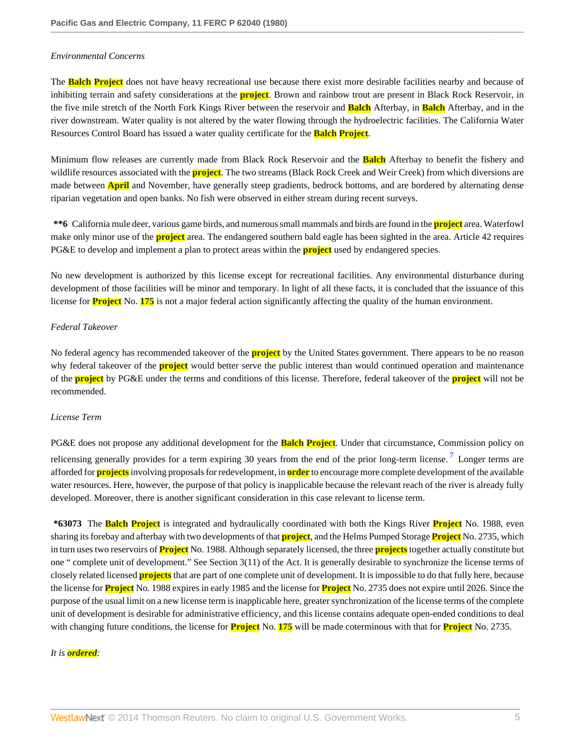*Environmental Concerns*

The Balch Project does not have heavy recreational use because there exist more desirable facilities nearby and because of inhibiting terrain and safety considerations at the project. Brown and rainbow trout are present in Black Rock Reservoir, in the five mile stretch of the North Fork Kings River between the reservoir and Balch Afterbay, in Balch Afterbay, and in the river downstream. Water quality is not altered by the water flowing through the hydroelectric facilities. The California Water Resources Control Board has issued a water quality certificate for the Balch Project.

Minimum flow releases are currently made from Black Rock Reservoir and the Balch Afterbay to benefit the fishery and wildlife resources associated with the project. The two streams (Black Rock Creek and Weir Creek) from which diversions are made between April and November, have generally steep gradients, bedrock bottoms, and are bordered by alternating dense riparian vegetation and open banks. No fish were observed in either stream during recent surveys.

**\*\*6** California mule deer, various game birds, and numerous small mammals and birds are found in the project area. Waterfowl make only minor use of the project area. The endangered southern bald eagle has been sighted in the area. Article 42 requires PG&E to develop and implement a plan to protect areas within the project used by endangered species.

No new development is authorized by this license except for recreational facilities. Any environmental disturbance during development of those facilities will be minor and temporary. In light of all these facts, it is concluded that the issuance of this license for Project No. 175 is not a major federal action significantly affecting the quality of the human environment.

*Federal Takeover*

No federal agency has recommended takeover of the project by the United States government. There appears to be no reason why federal takeover of the project would better serve the public interest than would continued operation and maintenance of the project by PG&E under the terms and conditions of this license. Therefore, federal takeover of the project will not be recommended.

*License Term*

PG&E does not propose any additional development for the Balch Project. Under that circumstance, Commission policy on relicensing generally provides for a term expiring 30 years from the end of the prior long-term license.[7] Longer terms are afforded for projects involving proposals for redevelopment, in order to encourage more complete development of the available water resources. Here, however, the purpose of that policy is inapplicable because the relevant reach of the river is already fully developed. Moreover, there is another significant consideration in this case relevant to license term.

**\*63073** The Balch Project is integrated and hydraulically coordinated with both the Kings River Project No. 1988, even sharing its forebay and afterbay with two developments of that project, and the Helms Pumped Storage Project No. 2735, which in turn uses two reservoirs of Project No. 1988. Although separately licensed, the three projects together actually constitute but one " complete unit of development." See Section 3(11) of the Act. It is generally desirable to synchronize the license terms of closely related licensed projects that are part of one complete unit of development. It is impossible to do that fully here, because the license for Project No. 1988 expires in early 1985 and the license for Project No. 2735 does not expire until 2026. Since the purpose of the usual limit on a new license term is inapplicable here, greater synchronization of the license terms of the complete unit of development is desirable for administrative efficiency, and this license contains adequate open-ended conditions to deal with changing future conditions, the license for Project No. 175 will be made coterminous with that for Project No. 2735.

*It is ordered:*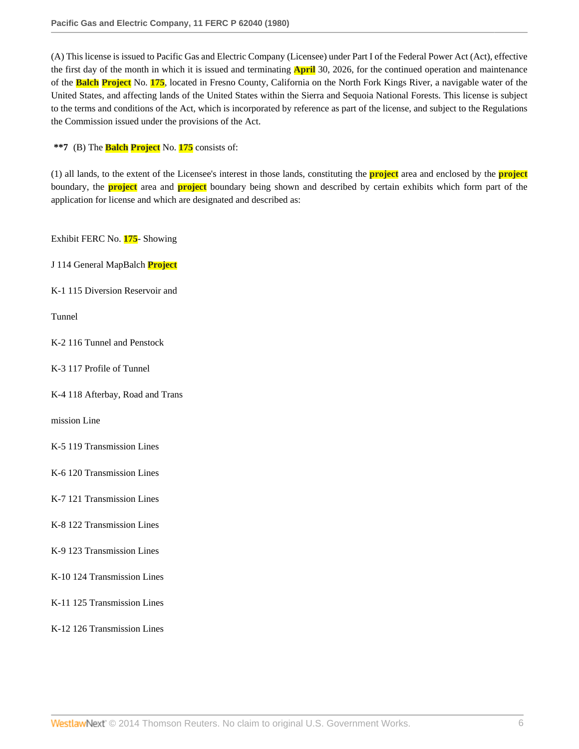(A) This license is issued to Pacific Gas and Electric Company (Licensee) under Part I of the Federal Power Act (Act), effective the first day of the month in which it is issued and terminating April 30, 2026, for the continued operation and maintenance of the Balch Project No. 175, located in Fresno County, California on the North Fork Kings River, a navigable water of the United States, and affecting lands of the United States within the Sierra and Sequoia National Forests. This license is subject to the terms and conditions of the Act, which is incorporated by reference as part of the license, and subject to the Regulations the Commission issued under the provisions of the Act.

**\*\*7** (B) The Balch Project No. 175 consists of:

(1) all lands, to the extent of the Licensee's interest in those lands, constituting the project area and enclosed by the project boundary, the project area and project boundary being shown and described by certain exhibits which form part of the application for license and which are designated and described as:

Exhibit FERC No. 175- Showing

J 114 General MapBalch Project

K-1 115 Diversion Reservoir and

Tunnel

K-2 116 Tunnel and Penstock

K-3 117 Profile of Tunnel

K-4 118 Afterbay, Road and Trans

mission Line

K-5 119 Transmission Lines

K-6 120 Transmission Lines

K-7 121 Transmission Lines

K-8 122 Transmission Lines

K-9 123 Transmission Lines

K-10 124 Transmission Lines

K-11 125 Transmission Lines

K-12 126 Transmission Lines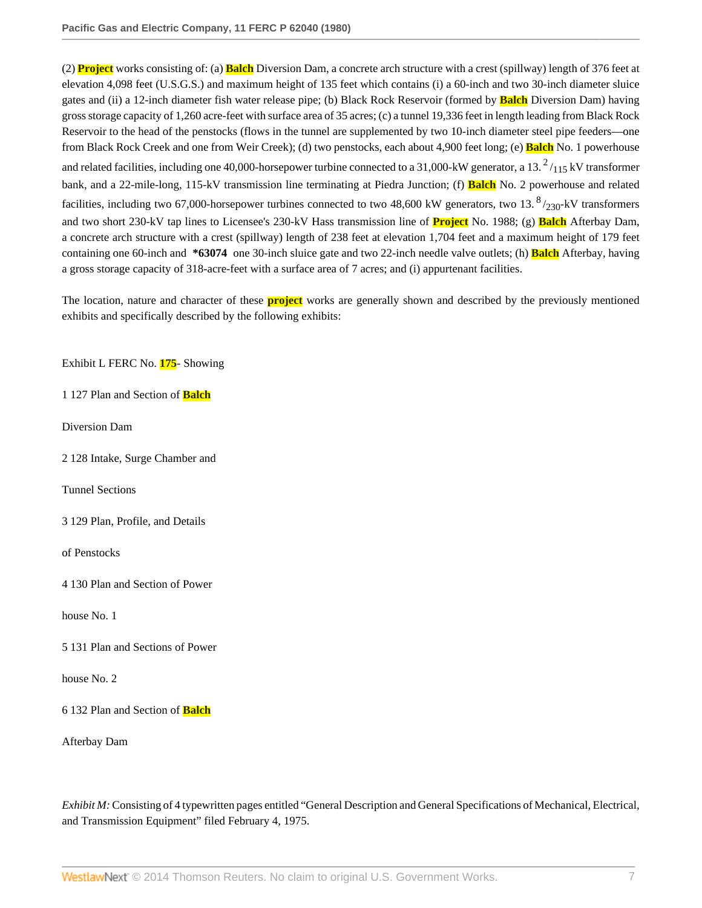(2) Project works consisting of: (a) Balch Diversion Dam, a concrete arch structure with a crest (spillway) length of 376 feet at elevation 4,098 feet (U.S.G.S.) and maximum height of 135 feet which contains (i) a 60-inch and two 30-inch diameter sluice gates and (ii) a 12-inch diameter fish water release pipe; (b) Black Rock Reservoir (formed by Balch Diversion Dam) having gross storage capacity of 1,260 acre-feet with surface area of 35 acres; (c) a tunnel 19,336 feet in length leading from Black Rock Reservoir to the head of the penstocks (flows in the tunnel are supplemented by two 10-inch diameter steel pipe feeders—one from Black Rock Creek and one from Weir Creek); (d) two penstocks, each about 4,900 feet long; (e) Balch No. 1 powerhouse and related facilities, including one 40,000-horsepower turbine connected to a 31,000-kW generator, a 13. $^{2}/_{115}$ kV transformer bank, and a 22-mile-long, 115-kV transmission line terminating at Piedra Junction; (f) Balch No. 2 powerhouse and related facilities, including two 67,000-horsepower turbines connected to two 48,600 kW generators, two 13. $^{8}/_{230}$-kV transformers and two short 230-kV tap lines to Licensee's 230-kV Hass transmission line of Project No. 1988; (g) Balch Afterbay Dam, a concrete arch structure with a crest (spillway) length of 238 feet at elevation 1,704 feet and a maximum height of 179 feet containing one 60-inch and **\*63074** one 30-inch sluice gate and two 22-inch needle valve outlets; (h) Balch Afterbay, having a gross storage capacity of 318-acre-feet with a surface area of 7 acres; and (i) appurtenant facilities.

The location, nature and character of these project works are generally shown and described by the previously mentioned exhibits and specifically described by the following exhibits:

Exhibit L FERC No. 175- Showing

1 127 Plan and Section of Balch

Diversion Dam

2 128 Intake, Surge Chamber and

Tunnel Sections

3 129 Plan, Profile, and Details

of Penstocks

4 130 Plan and Section of Power

house No. 1

5 131 Plan and Sections of Power

house No. 2

6 132 Plan and Section of Balch

Afterbay Dam

*Exhibit M:* Consisting of 4 typewritten pages entitled "General Description and General Specifications of Mechanical, Electrical, and Transmission Equipment" filed February 4, 1975.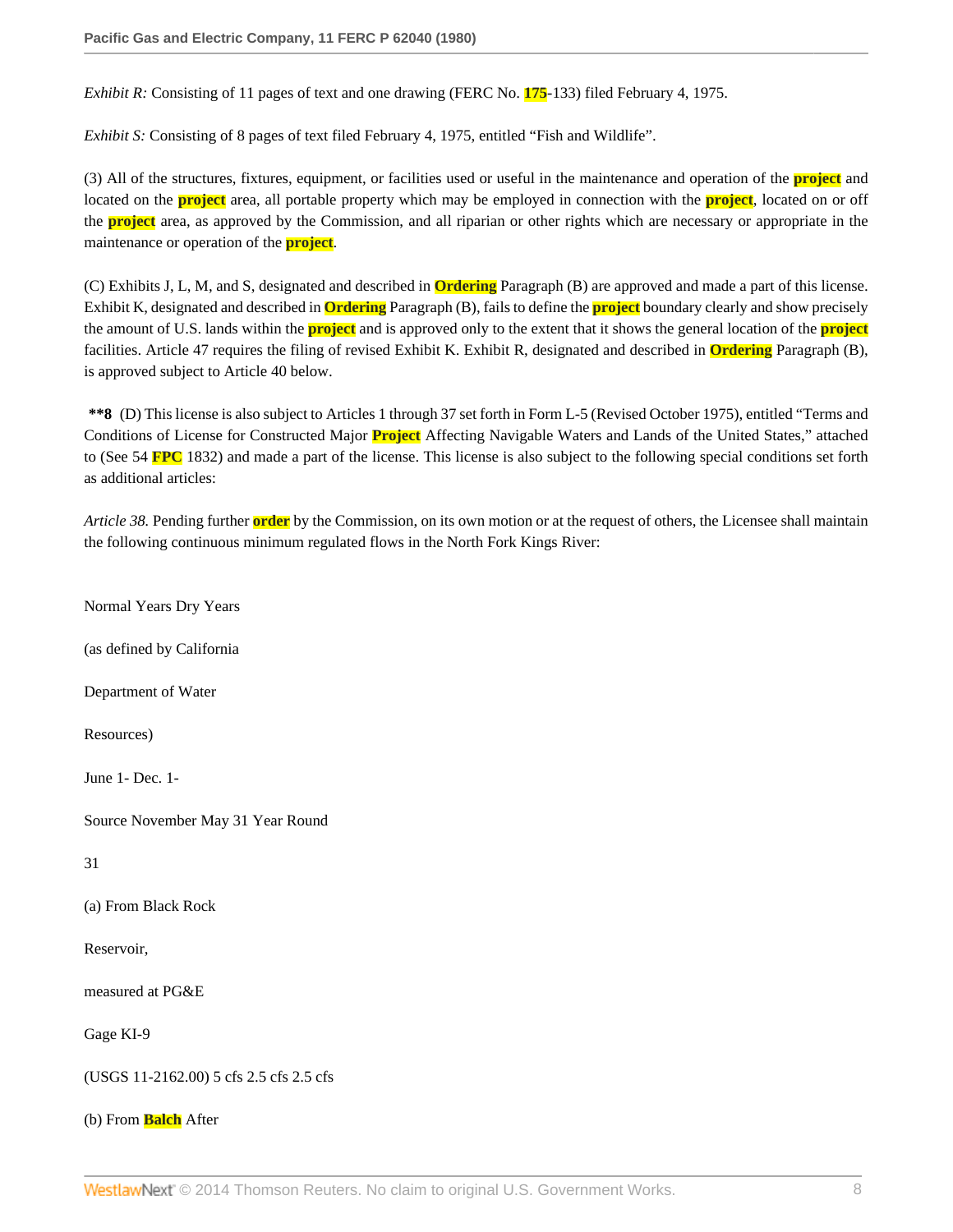*Exhibit R:* Consisting of 11 pages of text and one drawing (FERC No. 175-133) filed February 4, 1975.

*Exhibit S:* Consisting of 8 pages of text filed February 4, 1975, entitled "Fish and Wildlife".

(3) All of the structures, fixtures, equipment, or facilities used or useful in the maintenance and operation of the project and located on the project area, all portable property which may be employed in connection with the project, located on or off the project area, as approved by the Commission, and all riparian or other rights which are necessary or appropriate in the maintenance or operation of the project.

(C) Exhibits J, L, M, and S, designated and described in Ordering Paragraph (B) are approved and made a part of this license. Exhibit K, designated and described in Ordering Paragraph (B), fails to define the project boundary clearly and show precisely the amount of U.S. lands within the project and is approved only to the extent that it shows the general location of the project facilities. Article 47 requires the filing of revised Exhibit K. Exhibit R, designated and described in Ordering Paragraph (B), is approved subject to Article 40 below.

**\*\*8** (D) This license is also subject to Articles 1 through 37 set forth in Form L-5 (Revised October 1975), entitled "Terms and Conditions of License for Constructed Major Project Affecting Navigable Waters and Lands of the United States," attached to (See 54 FPC 1832) and made a part of the license. This license is also subject to the following special conditions set forth as additional articles:

*Article 38.* Pending further order by the Commission, on its own motion or at the request of others, the Licensee shall maintain the following continuous minimum regulated flows in the North Fork Kings River:

Normal Years Dry Years

(as defined by California

Department of Water

Resources)

June 1- Dec. 1-

Source November May 31 Year Round

31

(a) From Black Rock

Reservoir,

measured at PG&E

Gage KI-9

(USGS 11-2162.00) 5 cfs 2.5 cfs 2.5 cfs

(b) From Balch After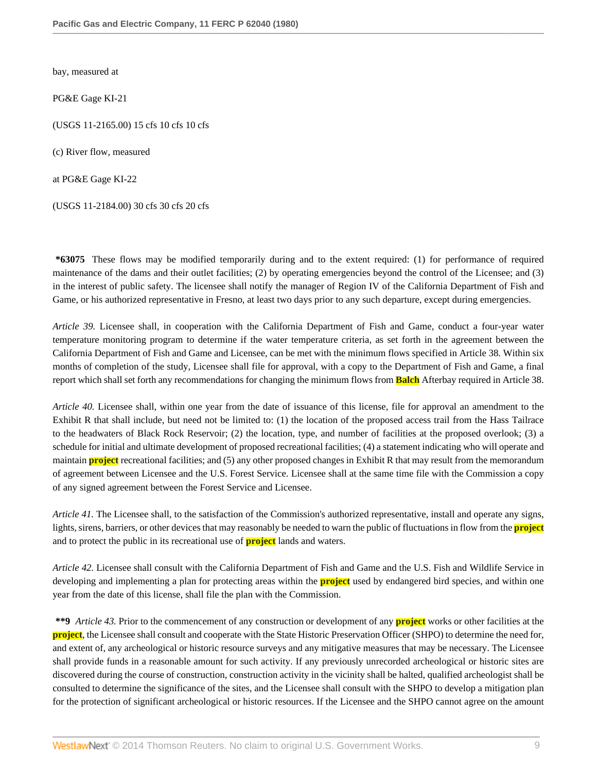bay, measured at

PG&E Gage KI-21

(USGS 11-2165.00) 15 cfs 10 cfs 10 cfs

(c) River flow, measured

at PG&E Gage KI-22

(USGS 11-2184.00) 30 cfs 30 cfs 20 cfs

**\*63075** These flows may be modified temporarily during and to the extent required: (1) for performance of required maintenance of the dams and their outlet facilities; (2) by operating emergencies beyond the control of the Licensee; and (3) in the interest of public safety. The licensee shall notify the manager of Region IV of the California Department of Fish and Game, or his authorized representative in Fresno, at least two days prior to any such departure, except during emergencies.

*Article 39.* Licensee shall, in cooperation with the California Department of Fish and Game, conduct a four-year water temperature monitoring program to determine if the water temperature criteria, as set forth in the agreement between the California Department of Fish and Game and Licensee, can be met with the minimum flows specified in Article 38. Within six months of completion of the study, Licensee shall file for approval, with a copy to the Department of Fish and Game, a final report which shall set forth any recommendations for changing the minimum flows from **Balch** Afterbay required in Article 38.

*Article 40.* Licensee shall, within one year from the date of issuance of this license, file for approval an amendment to the Exhibit R that shall include, but need not be limited to: (1) the location of the proposed access trail from the Hass Tailrace to the headwaters of Black Rock Reservoir; (2) the location, type, and number of facilities at the proposed overlook; (3) a schedule for initial and ultimate development of proposed recreational facilities; (4) a statement indicating who will operate and maintain **project** recreational facilities; and (5) any other proposed changes in Exhibit R that may result from the memorandum of agreement between Licensee and the U.S. Forest Service. Licensee shall at the same time file with the Commission a copy of any signed agreement between the Forest Service and Licensee.

*Article 41.* The Licensee shall, to the satisfaction of the Commission's authorized representative, install and operate any signs, lights, sirens, barriers, or other devices that may reasonably be needed to warn the public of fluctuations in flow from the **project** and to protect the public in its recreational use of **project** lands and waters.

*Article 42.* Licensee shall consult with the California Department of Fish and Game and the U.S. Fish and Wildlife Service in developing and implementing a plan for protecting areas within the **project** used by endangered bird species, and within one year from the date of this license, shall file the plan with the Commission.

**\*\*9** *Article 43.* Prior to the commencement of any construction or development of any **project** works or other facilities at the **project**, the Licensee shall consult and cooperate with the State Historic Preservation Officer (SHPO) to determine the need for, and extent of, any archeological or historic resource surveys and any mitigative measures that may be necessary. The Licensee shall provide funds in a reasonable amount for such activity. If any previously unrecorded archeological or historic sites are discovered during the course of construction, construction activity in the vicinity shall be halted, qualified archeologist shall be consulted to determine the significance of the sites, and the Licensee shall consult with the SHPO to develop a mitigation plan for the protection of significant archeological or historic resources. If the Licensee and the SHPO cannot agree on the amount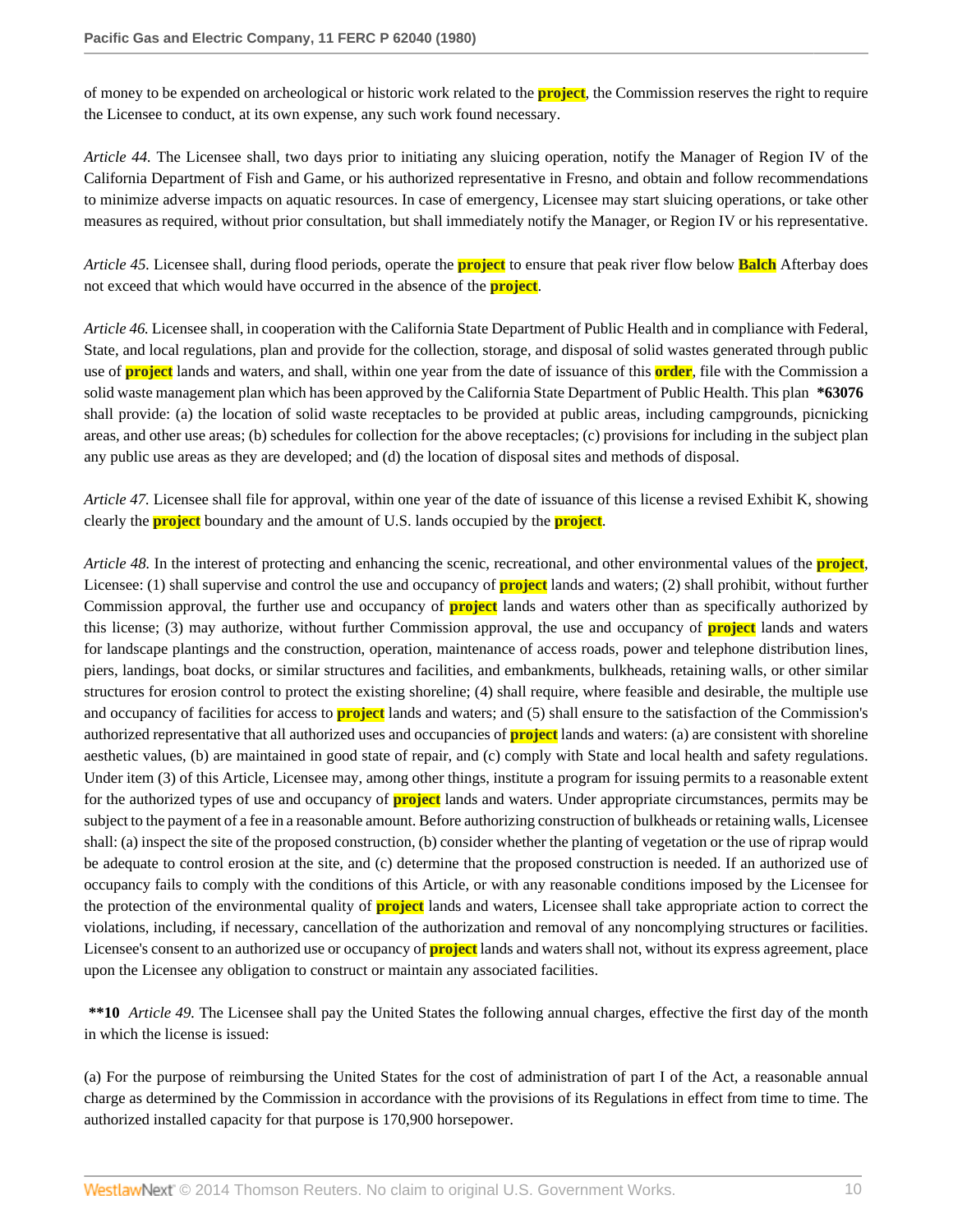of money to be expended on archeological or historic work related to the project, the Commission reserves the right to require the Licensee to conduct, at its own expense, any such work found necessary.

*Article 44.* The Licensee shall, two days prior to initiating any sluicing operation, notify the Manager of Region IV of the California Department of Fish and Game, or his authorized representative in Fresno, and obtain and follow recommendations to minimize adverse impacts on aquatic resources. In case of emergency, Licensee may start sluicing operations, or take other measures as required, without prior consultation, but shall immediately notify the Manager, or Region IV or his representative.

*Article 45.* Licensee shall, during flood periods, operate the project to ensure that peak river flow below Balch Afterbay does not exceed that which would have occurred in the absence of the project.

*Article 46.* Licensee shall, in cooperation with the California State Department of Public Health and in compliance with Federal, State, and local regulations, plan and provide for the collection, storage, and disposal of solid wastes generated through public use of project lands and waters, and shall, within one year from the date of issuance of this order, file with the Commission a solid waste management plan which has been approved by the California State Department of Public Health. This plan **\*63076** shall provide: (a) the location of solid waste receptacles to be provided at public areas, including campgrounds, picnicking areas, and other use areas; (b) schedules for collection for the above receptacles; (c) provisions for including in the subject plan any public use areas as they are developed; and (d) the location of disposal sites and methods of disposal.

*Article 47.* Licensee shall file for approval, within one year of the date of issuance of this license a revised Exhibit K, showing clearly the project boundary and the amount of U.S. lands occupied by the project.

*Article 48.* In the interest of protecting and enhancing the scenic, recreational, and other environmental values of the project, Licensee: (1) shall supervise and control the use and occupancy of project lands and waters; (2) shall prohibit, without further Commission approval, the further use and occupancy of project lands and waters other than as specifically authorized by this license; (3) may authorize, without further Commission approval, the use and occupancy of project lands and waters for landscape plantings and the construction, operation, maintenance of access roads, power and telephone distribution lines, piers, landings, boat docks, or similar structures and facilities, and embankments, bulkheads, retaining walls, or other similar structures for erosion control to protect the existing shoreline; (4) shall require, where feasible and desirable, the multiple use and occupancy of facilities for access to project lands and waters; and (5) shall ensure to the satisfaction of the Commission's authorized representative that all authorized uses and occupancies of project lands and waters: (a) are consistent with shoreline aesthetic values, (b) are maintained in good state of repair, and (c) comply with State and local health and safety regulations. Under item (3) of this Article, Licensee may, among other things, institute a program for issuing permits to a reasonable extent for the authorized types of use and occupancy of project lands and waters. Under appropriate circumstances, permits may be subject to the payment of a fee in a reasonable amount. Before authorizing construction of bulkheads or retaining walls, Licensee shall: (a) inspect the site of the proposed construction, (b) consider whether the planting of vegetation or the use of riprap would be adequate to control erosion at the site, and (c) determine that the proposed construction is needed. If an authorized use of occupancy fails to comply with the conditions of this Article, or with any reasonable conditions imposed by the Licensee for the protection of the environmental quality of project lands and waters, Licensee shall take appropriate action to correct the violations, including, if necessary, cancellation of the authorization and removal of any noncomplying structures or facilities. Licensee's consent to an authorized use or occupancy of project lands and waters shall not, without its express agreement, place upon the Licensee any obligation to construct or maintain any associated facilities.

**\*\*10** *Article 49.* The Licensee shall pay the United States the following annual charges, effective the first day of the month in which the license is issued:

(a) For the purpose of reimbursing the United States for the cost of administration of part I of the Act, a reasonable annual charge as determined by the Commission in accordance with the provisions of its Regulations in effect from time to time. The authorized installed capacity for that purpose is 170,900 horsepower.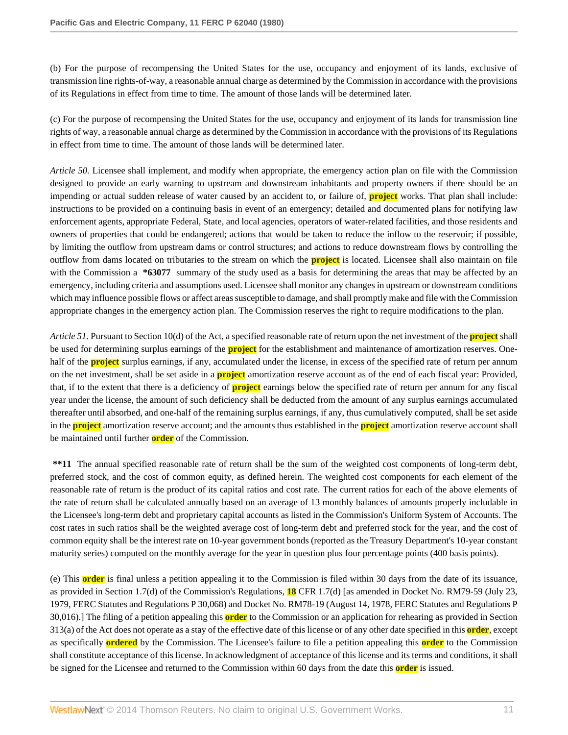(b) For the purpose of recompensing the United States for the use, occupancy and enjoyment of its lands, exclusive of transmission line rights-of-way, a reasonable annual charge as determined by the Commission in accordance with the provisions of its Regulations in effect from time to time. The amount of those lands will be determined later.

(c) For the purpose of recompensing the United States for the use, occupancy and enjoyment of its lands for transmission line rights of way, a reasonable annual charge as determined by the Commission in accordance with the provisions of its Regulations in effect from time to time. The amount of those lands will be determined later.

*Article 50.* Licensee shall implement, and modify when appropriate, the emergency action plan on file with the Commission designed to provide an early warning to upstream and downstream inhabitants and property owners if there should be an impending or actual sudden release of water caused by an accident to, or failure of, **project** works. That plan shall include: instructions to be provided on a continuing basis in event of an emergency; detailed and documented plans for notifying law enforcement agents, appropriate Federal, State, and local agencies, operators of water-related facilities, and those residents and owners of properties that could be endangered; actions that would be taken to reduce the inflow to the reservoir; if possible, by limiting the outflow from upstream dams or control structures; and actions to reduce downstream flows by controlling the outflow from dams located on tributaries to the stream on which the **project** is located. Licensee shall also maintain on file with the Commission a **\*63077** summary of the study used as a basis for determining the areas that may be affected by an emergency, including criteria and assumptions used. Licensee shall monitor any changes in upstream or downstream conditions which may influence possible flows or affect areas susceptible to damage, and shall promptly make and file with the Commission appropriate changes in the emergency action plan. The Commission reserves the right to require modifications to the plan.

*Article 51.* Pursuant to Section 10(d) of the Act, a specified reasonable rate of return upon the net investment of the **project** shall be used for determining surplus earnings of the **project** for the establishment and maintenance of amortization reserves. One-half of the **project** surplus earnings, if any, accumulated under the license, in excess of the specified rate of return per annum on the net investment, shall be set aside in a **project** amortization reserve account as of the end of each fiscal year: Provided, that, if to the extent that there is a deficiency of **project** earnings below the specified rate of return per annum for any fiscal year under the license, the amount of such deficiency shall be deducted from the amount of any surplus earnings accumulated thereafter until absorbed, and one-half of the remaining surplus earnings, if any, thus cumulatively computed, shall be set aside in the **project** amortization reserve account; and the amounts thus established in the **project** amortization reserve account shall be maintained until further **order** of the Commission.

**\*\*11** The annual specified reasonable rate of return shall be the sum of the weighted cost components of long-term debt, preferred stock, and the cost of common equity, as defined herein. The weighted cost components for each element of the reasonable rate of return is the product of its capital ratios and cost rate. The current ratios for each of the above elements of the rate of return shall be calculated annually based on an average of 13 monthly balances of amounts properly includable in the Licensee's long-term debt and proprietary capital accounts as listed in the Commission's Uniform System of Accounts. The cost rates in such ratios shall be the weighted average cost of long-term debt and preferred stock for the year, and the cost of common equity shall be the interest rate on 10-year government bonds (reported as the Treasury Department's 10-year constant maturity series) computed on the monthly average for the year in question plus four percentage points (400 basis points).

(e) This **order** is final unless a petition appealing it to the Commission is filed within 30 days from the date of its issuance, as provided in Section 1.7(d) of the Commission's Regulations, **18** CFR 1.7(d) [as amended in Docket No. RM79-59 (July 23, 1979, FERC Statutes and Regulations P 30,068) and Docket No. RM78-19 (August 14, 1978, FERC Statutes and Regulations P 30,016).] The filing of a petition appealing this **order** to the Commission or an application for rehearing as provided in Section 313(a) of the Act does not operate as a stay of the effective date of this license or of any other date specified in this **order**, except as specifically **ordered** by the Commission. The Licensee's failure to file a petition appealing this **order** to the Commission shall constitute acceptance of this license. In acknowledgment of acceptance of this license and its terms and conditions, it shall be signed for the Licensee and returned to the Commission within 60 days from the date this **order** is issued.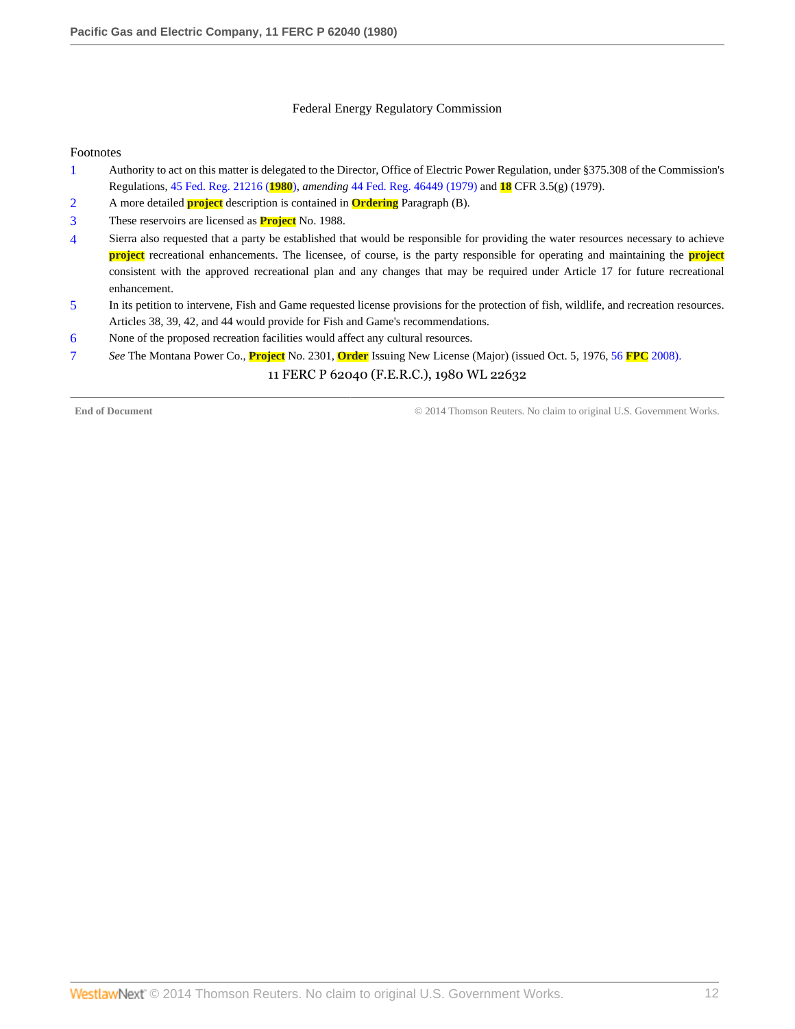Federal Energy Regulatory Commission

Footnotes

1 Authority to act on this matter is delegated to the Director, Office of Electric Power Regulation, under §375.308 of the Commission's Regulations, 45 Fed. Reg. 21216 (1980), *amending* 44 Fed. Reg. 46449 (1979) and 18 CFR 3.5(g) (1979).

2 A more detailed project description is contained in Ordering Paragraph (B).

3 These reservoirs are licensed as Project No. 1988.

4 Sierra also requested that a party be established that would be responsible for providing the water resources necessary to achieve project recreational enhancements. The licensee, of course, is the party responsible for operating and maintaining the project consistent with the approved recreational plan and any changes that may be required under Article 17 for future recreational enhancement.

5 In its petition to intervene, Fish and Game requested license provisions for the protection of fish, wildlife, and recreation resources. Articles 38, 39, 42, and 44 would provide for Fish and Game's recommendations.

6 None of the proposed recreation facilities would affect any cultural resources.

7 *See* The Montana Power Co., Project No. 2301, Order Issuing New License (Major) (issued Oct. 5, 1976, 56 FPC 2008).

11 FERC P 62040 (F.E.R.C.), 1980 WL 22632

End of Document © 2014 Thomson Reuters. No claim to original U.S. Government Works.